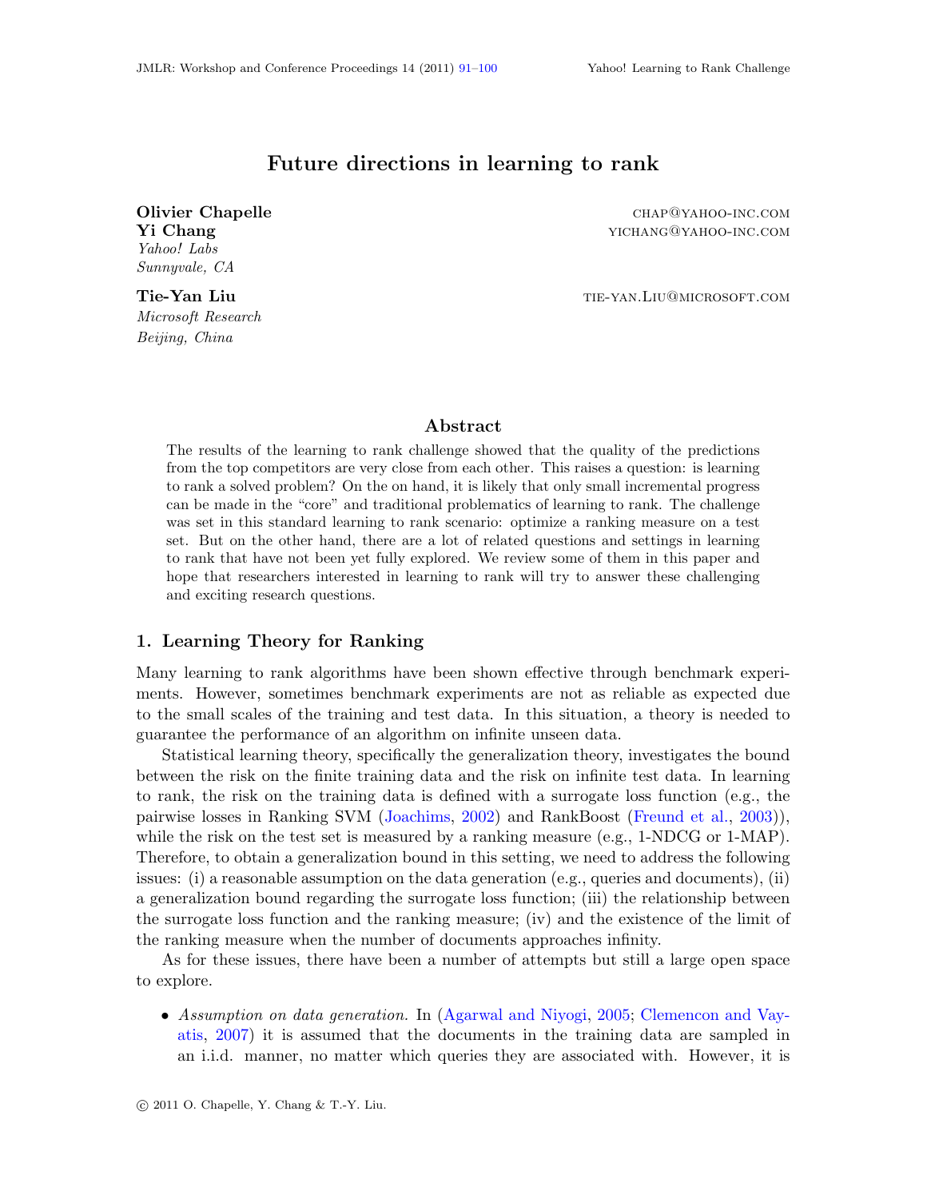# Future directions in learning to rank

**Olivier Chapelle** chap@yahoo-inc.com
**Yi Chang** yichang@yahoo-inc.com
*Yahoo! Labs*
*Sunnyvale, CA*

**Tie-Yan Liu** tie-yan.Liu@microsoft.com
*Microsoft Research*
*Beijing, China*

## Abstract

The results of the learning to rank challenge showed that the quality of the predictions from the top competitors are very close from each other. This raises a question: is learning to rank a solved problem? On the on hand, it is likely that only small incremental progress can be made in the "core" and traditional problematics of learning to rank. The challenge was set in this standard learning to rank scenario: optimize a ranking measure on a test set. But on the other hand, there are a lot of related questions and settings in learning to rank that have not been yet fully explored. We review some of them in this paper and hope that researchers interested in learning to rank will try to answer these challenging and exciting research questions.

## 1. Learning Theory for Ranking

Many learning to rank algorithms have been shown effective through benchmark experiments. However, sometimes benchmark experiments are not as reliable as expected due to the small scales of the training and test data. In this situation, a theory is needed to guarantee the performance of an algorithm on infinite unseen data.

Statistical learning theory, specifically the generalization theory, investigates the bound between the risk on the finite training data and the risk on infinite test data. In learning to rank, the risk on the training data is defined with a surrogate loss function (e.g., the pairwise losses in Ranking SVM (Joachims, 2002) and RankBoost (Freund et al., 2003)), while the risk on the test set is measured by a ranking measure (e.g., 1-NDCG or 1-MAP). Therefore, to obtain a generalization bound in this setting, we need to address the following issues: (i) a reasonable assumption on the data generation (e.g., queries and documents), (ii) a generalization bound regarding the surrogate loss function; (iii) the relationship between the surrogate loss function and the ranking measure; (iv) and the existence of the limit of the ranking measure when the number of documents approaches infinity.

As for these issues, there have been a number of attempts but still a large open space to explore.

- *Assumption on data generation.* In (Agarwal and Niyogi, 2005; Clemencon and Vayatis, 2007) it is assumed that the documents in the training data are sampled in an i.i.d. manner, no matter which queries they are associated with. However, it is

© 2011 O. Chapelle, Y. Chang & T.-Y. Liu.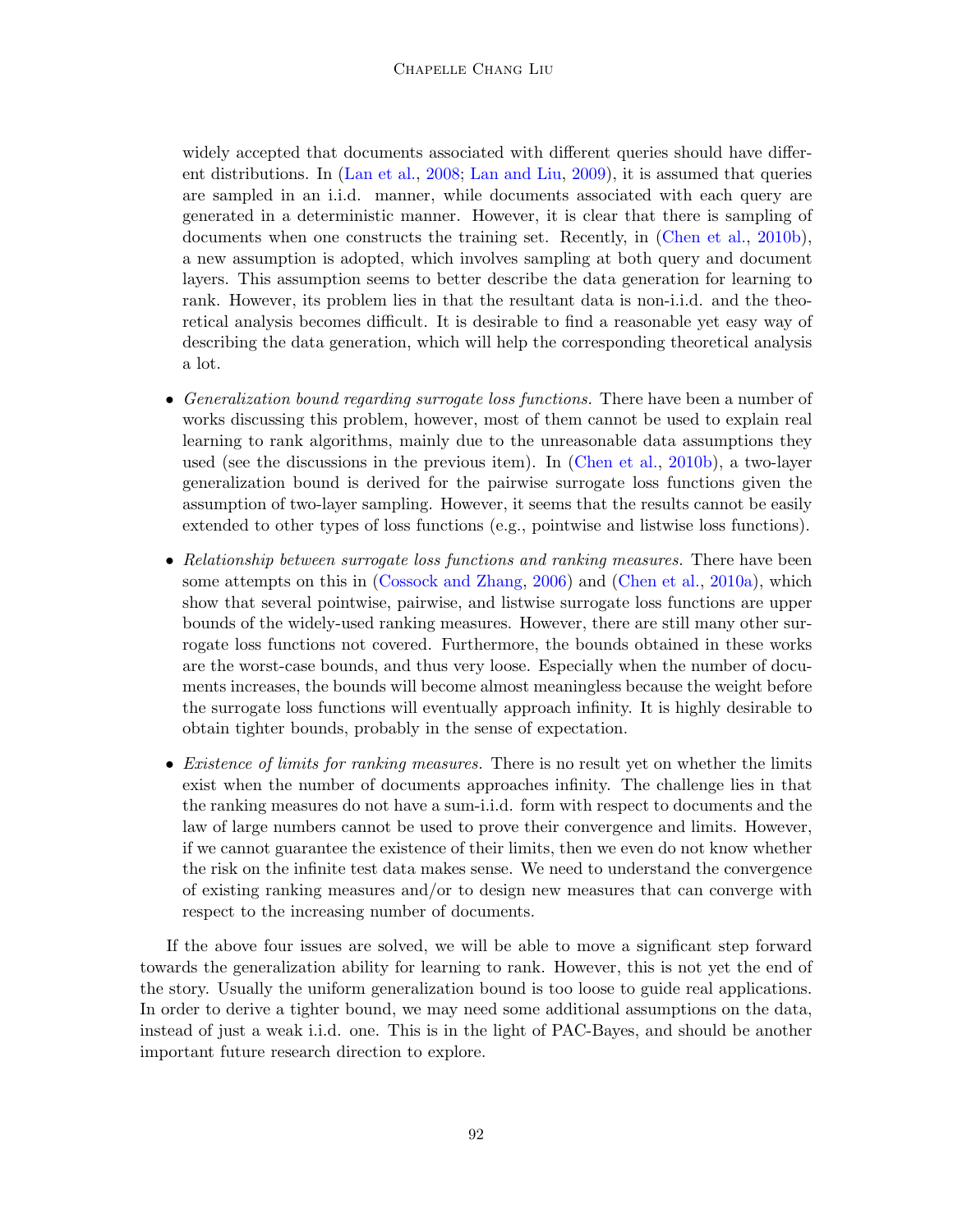widely accepted that documents associated with different queries should have different distributions. In (Lan et al., 2008; Lan and Liu, 2009), it is assumed that queries are sampled in an i.i.d. manner, while documents associated with each query are generated in a deterministic manner. However, it is clear that there is sampling of documents when one constructs the training set. Recently, in (Chen et al., 2010b), a new assumption is adopted, which involves sampling at both query and document layers. This assumption seems to better describe the data generation for learning to rank. However, its problem lies in that the resultant data is non-i.i.d. and the theoretical analysis becomes difficult. It is desirable to find a reasonable yet easy way of describing the data generation, which will help the corresponding theoretical analysis a lot.

- *Generalization bound regarding surrogate loss functions.* There have been a number of works discussing this problem, however, most of them cannot be used to explain real learning to rank algorithms, mainly due to the unreasonable data assumptions they used (see the discussions in the previous item). In (Chen et al., 2010b), a two-layer generalization bound is derived for the pairwise surrogate loss functions given the assumption of two-layer sampling. However, it seems that the results cannot be easily extended to other types of loss functions (e.g., pointwise and listwise loss functions).

- *Relationship between surrogate loss functions and ranking measures.* There have been some attempts on this in (Cossock and Zhang, 2006) and (Chen et al., 2010a), which show that several pointwise, pairwise, and listwise surrogate loss functions are upper bounds of the widely-used ranking measures. However, there are still many other surrogate loss functions not covered. Furthermore, the bounds obtained in these works are the worst-case bounds, and thus very loose. Especially when the number of documents increases, the bounds will become almost meaningless because the weight before the surrogate loss functions will eventually approach infinity. It is highly desirable to obtain tighter bounds, probably in the sense of expectation.

- *Existence of limits for ranking measures.* There is no result yet on whether the limits exist when the number of documents approaches infinity. The challenge lies in that the ranking measures do not have a sum-i.i.d. form with respect to documents and the law of large numbers cannot be used to prove their convergence and limits. However, if we cannot guarantee the existence of their limits, then we even do not know whether the risk on the infinite test data makes sense. We need to understand the convergence of existing ranking measures and/or to design new measures that can converge with respect to the increasing number of documents.

If the above four issues are solved, we will be able to move a significant step forward towards the generalization ability for learning to rank. However, this is not yet the end of the story. Usually the uniform generalization bound is too loose to guide real applications. In order to derive a tighter bound, we may need some additional assumptions on the data, instead of just a weak i.i.d. one. This is in the light of PAC-Bayes, and should be another important future research direction to explore.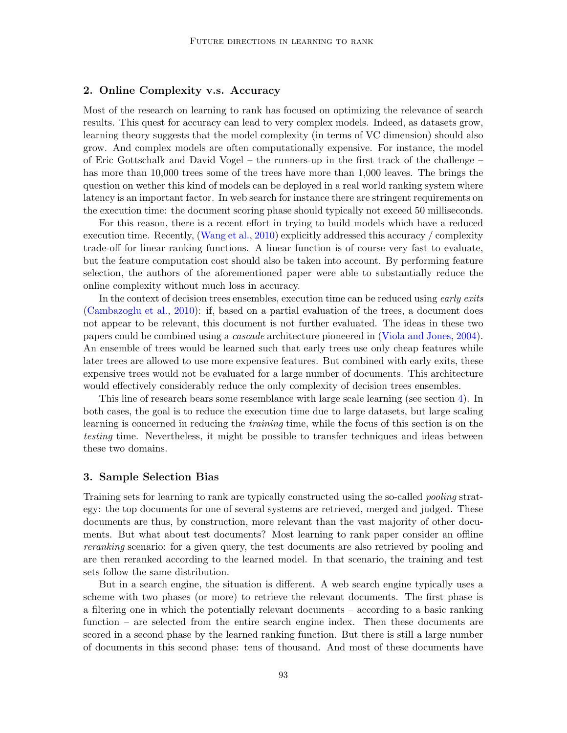## 2. Online Complexity v.s. Accuracy

Most of the research on learning to rank has focused on optimizing the relevance of search results. This quest for accuracy can lead to very complex models. Indeed, as datasets grow, learning theory suggests that the model complexity (in terms of VC dimension) should also grow. And complex models are often computationally expensive. For instance, the model of Eric Gottschalk and David Vogel – the runners-up in the first track of the challenge – has more than 10,000 trees some of the trees have more than 1,000 leaves. The brings the question on wether this kind of models can be deployed in a real world ranking system where latency is an important factor. In web search for instance there are stringent requirements on the execution time: the document scoring phase should typically not exceed 50 milliseconds.

For this reason, there is a recent effort in trying to build models which have a reduced execution time. Recently, (Wang et al., 2010) explicitly addressed this accuracy / complexity trade-off for linear ranking functions. A linear function is of course very fast to evaluate, but the feature computation cost should also be taken into account. By performing feature selection, the authors of the aforementioned paper were able to substantially reduce the online complexity without much loss in accuracy.

In the context of decision trees ensembles, execution time can be reduced using *early exits* (Cambazoglu et al., 2010): if, based on a partial evaluation of the trees, a document does not appear to be relevant, this document is not further evaluated. The ideas in these two papers could be combined using a *cascade* architecture pioneered in (Viola and Jones, 2004). An ensemble of trees would be learned such that early trees use only cheap features while later trees are allowed to use more expensive features. But combined with early exits, these expensive trees would not be evaluated for a large number of documents. This architecture would effectively considerably reduce the only complexity of decision trees ensembles.

This line of research bears some resemblance with large scale learning (see section 4). In both cases, the goal is to reduce the execution time due to large datasets, but large scaling learning is concerned in reducing the *training* time, while the focus of this section is on the *testing* time. Nevertheless, it might be possible to transfer techniques and ideas between these two domains.

## 3. Sample Selection Bias

Training sets for learning to rank are typically constructed using the so-called *pooling* strategy: the top documents for one of several systems are retrieved, merged and judged. These documents are thus, by construction, more relevant than the vast majority of other documents. But what about test documents? Most learning to rank paper consider an offline *reranking* scenario: for a given query, the test documents are also retrieved by pooling and are then reranked according to the learned model. In that scenario, the training and test sets follow the same distribution.

But in a search engine, the situation is different. A web search engine typically uses a scheme with two phases (or more) to retrieve the relevant documents. The first phase is a filtering one in which the potentially relevant documents – according to a basic ranking function – are selected from the entire search engine index. Then these documents are scored in a second phase by the learned ranking function. But there is still a large number of documents in this second phase: tens of thousand. And most of these documents have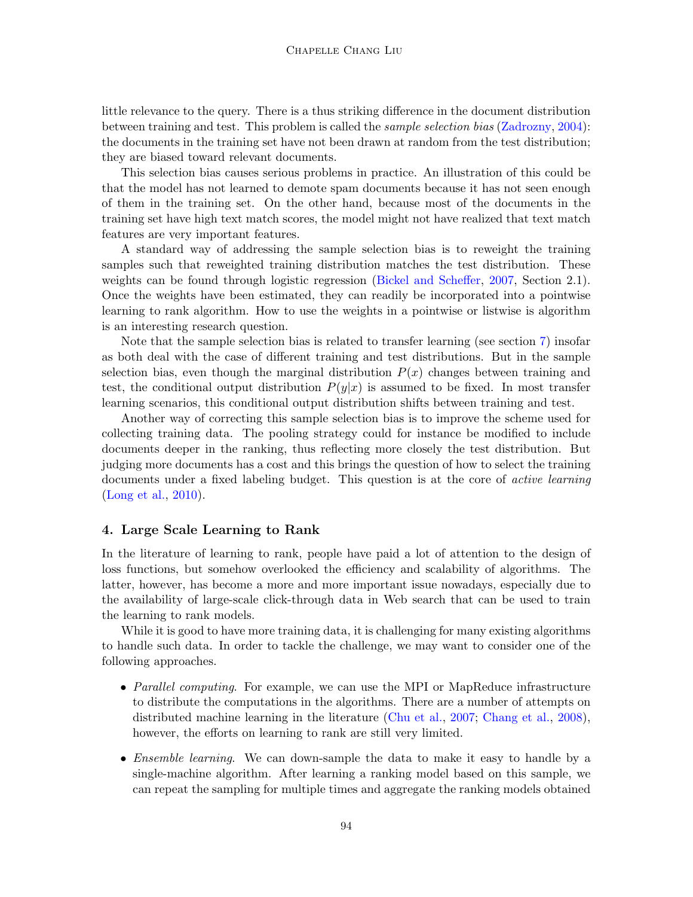little relevance to the query. There is a thus striking difference in the document distribution between training and test. This problem is called the *sample selection bias* (Zadrozny, 2004): the documents in the training set have not been drawn at random from the test distribution; they are biased toward relevant documents.

This selection bias causes serious problems in practice. An illustration of this could be that the model has not learned to demote spam documents because it has not seen enough of them in the training set. On the other hand, because most of the documents in the training set have high text match scores, the model might not have realized that text match features are very important features.

A standard way of addressing the sample selection bias is to reweight the training samples such that reweighted training distribution matches the test distribution. These weights can be found through logistic regression (Bickel and Scheffer, 2007, Section 2.1). Once the weights have been estimated, they can readily be incorporated into a pointwise learning to rank algorithm. How to use the weights in a pointwise or listwise is algorithm is an interesting research question.

Note that the sample selection bias is related to transfer learning (see section 7) insofar as both deal with the case of different training and test distributions. But in the sample selection bias, even though the marginal distribution $P(x)$ changes between training and test, the conditional output distribution $P(y|x)$ is assumed to be fixed. In most transfer learning scenarios, this conditional output distribution shifts between training and test.

Another way of correcting this sample selection bias is to improve the scheme used for collecting training data. The pooling strategy could for instance be modified to include documents deeper in the ranking, thus reflecting more closely the test distribution. But judging more documents has a cost and this brings the question of how to select the training documents under a fixed labeling budget. This question is at the core of *active learning* (Long et al., 2010).

## 4. Large Scale Learning to Rank

In the literature of learning to rank, people have paid a lot of attention to the design of loss functions, but somehow overlooked the efficiency and scalability of algorithms. The latter, however, has become a more and more important issue nowadays, especially due to the availability of large-scale click-through data in Web search that can be used to train the learning to rank models.

While it is good to have more training data, it is challenging for many existing algorithms to handle such data. In order to tackle the challenge, we may want to consider one of the following approaches.

- *Parallel computing*. For example, we can use the MPI or MapReduce infrastructure to distribute the computations in the algorithms. There are a number of attempts on distributed machine learning in the literature (Chu et al., 2007; Chang et al., 2008), however, the efforts on learning to rank are still very limited.
- *Ensemble learning*. We can down-sample the data to make it easy to handle by a single-machine algorithm. After learning a ranking model based on this sample, we can repeat the sampling for multiple times and aggregate the ranking models obtained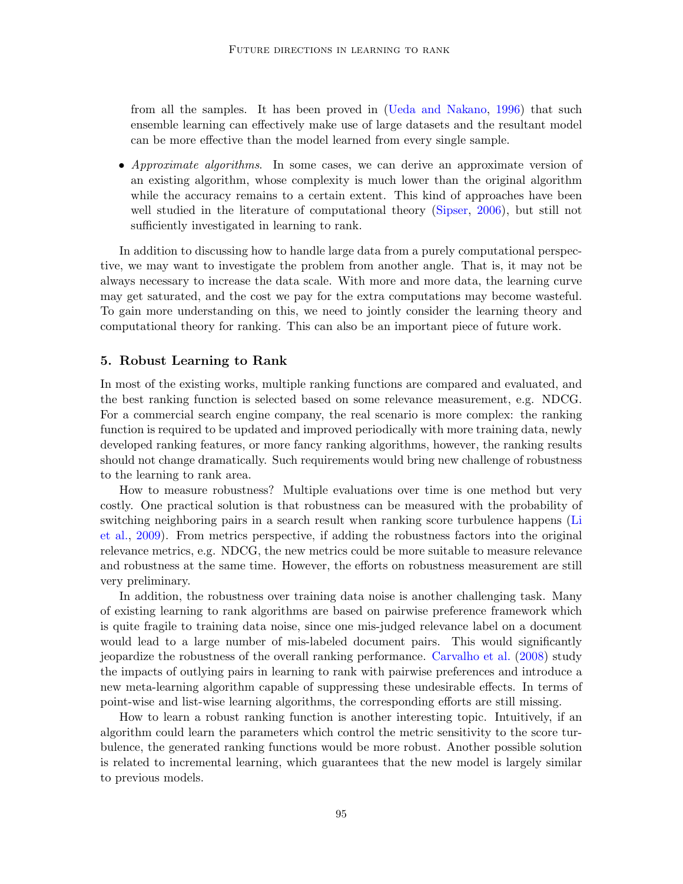from all the samples. It has been proved in (Ueda and Nakano, 1996) that such ensemble learning can effectively make use of large datasets and the resultant model can be more effective than the model learned from every single sample.

- *Approximate algorithms*. In some cases, we can derive an approximate version of an existing algorithm, whose complexity is much lower than the original algorithm while the accuracy remains to a certain extent. This kind of approaches have been well studied in the literature of computational theory (Sipser, 2006), but still not sufficiently investigated in learning to rank.

In addition to discussing how to handle large data from a purely computational perspective, we may want to investigate the problem from another angle. That is, it may not be always necessary to increase the data scale. With more and more data, the learning curve may get saturated, and the cost we pay for the extra computations may become wasteful. To gain more understanding on this, we need to jointly consider the learning theory and computational theory for ranking. This can also be an important piece of future work.

## 5. Robust Learning to Rank

In most of the existing works, multiple ranking functions are compared and evaluated, and the best ranking function is selected based on some relevance measurement, e.g. NDCG. For a commercial search engine company, the real scenario is more complex: the ranking function is required to be updated and improved periodically with more training data, newly developed ranking features, or more fancy ranking algorithms, however, the ranking results should not change dramatically. Such requirements would bring new challenge of robustness to the learning to rank area.

How to measure robustness? Multiple evaluations over time is one method but very costly. One practical solution is that robustness can be measured with the probability of switching neighboring pairs in a search result when ranking score turbulence happens (Li et al., 2009). From metrics perspective, if adding the robustness factors into the original relevance metrics, e.g. NDCG, the new metrics could be more suitable to measure relevance and robustness at the same time. However, the efforts on robustness measurement are still very preliminary.

In addition, the robustness over training data noise is another challenging task. Many of existing learning to rank algorithms are based on pairwise preference framework which is quite fragile to training data noise, since one mis-judged relevance label on a document would lead to a large number of mis-labeled document pairs. This would significantly jeopardize the robustness of the overall ranking performance. Carvalho et al. (2008) study the impacts of outlying pairs in learning to rank with pairwise preferences and introduce a new meta-learning algorithm capable of suppressing these undesirable effects. In terms of point-wise and list-wise learning algorithms, the corresponding efforts are still missing.

How to learn a robust ranking function is another interesting topic. Intuitively, if an algorithm could learn the parameters which control the metric sensitivity to the score turbulence, the generated ranking functions would be more robust. Another possible solution is related to incremental learning, which guarantees that the new model is largely similar to previous models.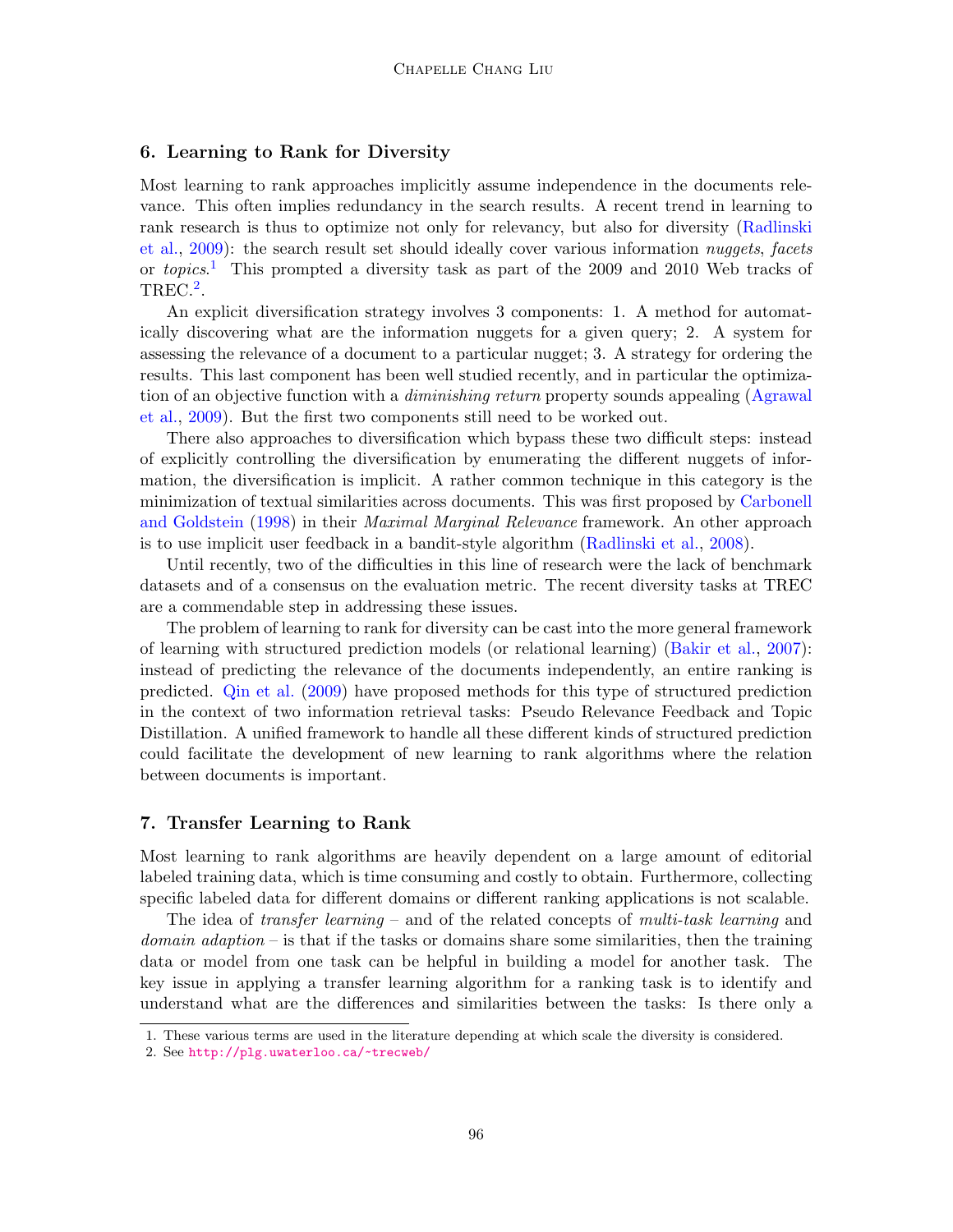## 6. Learning to Rank for Diversity

Most learning to rank approaches implicitly assume independence in the documents relevance. This often implies redundancy in the search results. A recent trend in learning to rank research is thus to optimize not only for relevancy, but also for diversity (Radlinski et al., 2009): the search result set should ideally cover various information *nuggets*, *facets* or *topics*.[1] This prompted a diversity task as part of the 2009 and 2010 Web tracks of TREC.[2].

An explicit diversification strategy involves 3 components: 1. A method for automatically discovering what are the information nuggets for a given query; 2. A system for assessing the relevance of a document to a particular nugget; 3. A strategy for ordering the results. This last component has been well studied recently, and in particular the optimization of an objective function with a *diminishing return* property sounds appealing (Agrawal et al., 2009). But the first two components still need to be worked out.

There also approaches to diversification which bypass these two difficult steps: instead of explicitly controlling the diversification by enumerating the different nuggets of information, the diversification is implicit. A rather common technique in this category is the minimization of textual similarities across documents. This was first proposed by Carbonell and Goldstein (1998) in their *Maximal Marginal Relevance* framework. An other approach is to use implicit user feedback in a bandit-style algorithm (Radlinski et al., 2008).

Until recently, two of the difficulties in this line of research were the lack of benchmark datasets and of a consensus on the evaluation metric. The recent diversity tasks at TREC are a commendable step in addressing these issues.

The problem of learning to rank for diversity can be cast into the more general framework of learning with structured prediction models (or relational learning) (Bakir et al., 2007): instead of predicting the relevance of the documents independently, an entire ranking is predicted. Qin et al. (2009) have proposed methods for this type of structured prediction in the context of two information retrieval tasks: Pseudo Relevance Feedback and Topic Distillation. A unified framework to handle all these different kinds of structured prediction could facilitate the development of new learning to rank algorithms where the relation between documents is important.

## 7. Transfer Learning to Rank

Most learning to rank algorithms are heavily dependent on a large amount of editorial labeled training data, which is time consuming and costly to obtain. Furthermore, collecting specific labeled data for different domains or different ranking applications is not scalable.

The idea of *transfer learning* – and of the related concepts of *multi-task learning* and *domain adaption* – is that if the tasks or domains share some similarities, then the training data or model from one task can be helpful in building a model for another task. The key issue in applying a transfer learning algorithm for a ranking task is to identify and understand what are the differences and similarities between the tasks: Is there only a

1. These various terms are used in the literature depending at which scale the diversity is considered.
2. See http://plg.uwaterloo.ca/~trecweb/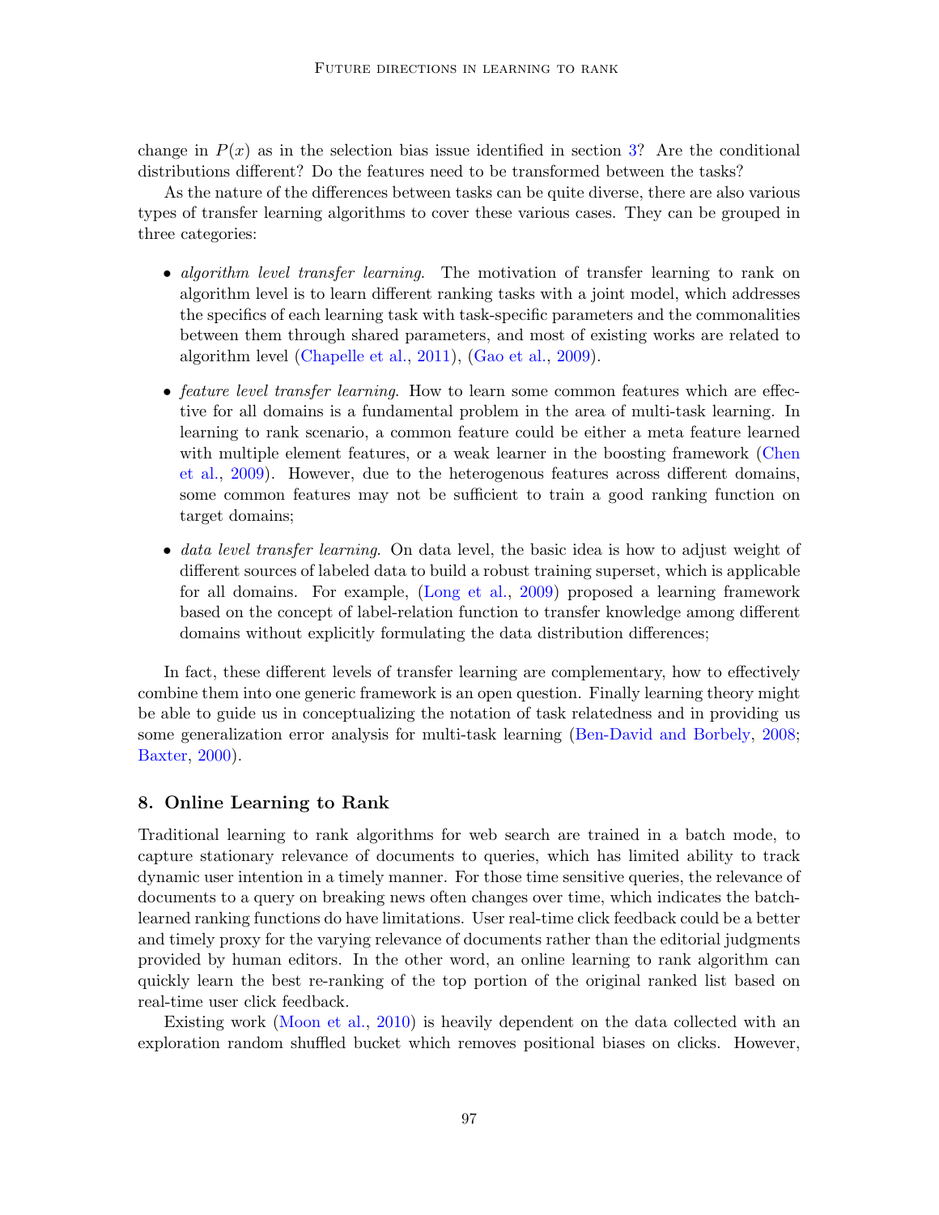change in $P(x)$ as in the selection bias issue identified in section 3? Are the conditional distributions different? Do the features need to be transformed between the tasks?

As the nature of the differences between tasks can be quite diverse, there are also various types of transfer learning algorithms to cover these various cases. They can be grouped in three categories:

- *algorithm level transfer learning*. The motivation of transfer learning to rank on algorithm level is to learn different ranking tasks with a joint model, which addresses the specifics of each learning task with task-specific parameters and the commonalities between them through shared parameters, and most of existing works are related to algorithm level (Chapelle et al., 2011), (Gao et al., 2009).
- *feature level transfer learning*. How to learn some common features which are effective for all domains is a fundamental problem in the area of multi-task learning. In learning to rank scenario, a common feature could be either a meta feature learned with multiple element features, or a weak learner in the boosting framework (Chen et al., 2009). However, due to the heterogenous features across different domains, some common features may not be sufficient to train a good ranking function on target domains;
- *data level transfer learning*. On data level, the basic idea is how to adjust weight of different sources of labeled data to build a robust training superset, which is applicable for all domains. For example, (Long et al., 2009) proposed a learning framework based on the concept of label-relation function to transfer knowledge among different domains without explicitly formulating the data distribution differences;

In fact, these different levels of transfer learning are complementary, how to effectively combine them into one generic framework is an open question. Finally learning theory might be able to guide us in conceptualizing the notation of task relatedness and in providing us some generalization error analysis for multi-task learning (Ben-David and Borbely, 2008; Baxter, 2000).

## 8. Online Learning to Rank

Traditional learning to rank algorithms for web search are trained in a batch mode, to capture stationary relevance of documents to queries, which has limited ability to track dynamic user intention in a timely manner. For those time sensitive queries, the relevance of documents to a query on breaking news often changes over time, which indicates the batch-learned ranking functions do have limitations. User real-time click feedback could be a better and timely proxy for the varying relevance of documents rather than the editorial judgments provided by human editors. In the other word, an online learning to rank algorithm can quickly learn the best re-ranking of the top portion of the original ranked list based on real-time user click feedback.

Existing work (Moon et al., 2010) is heavily dependent on the data collected with an exploration random shuffled bucket which removes positional biases on clicks. However,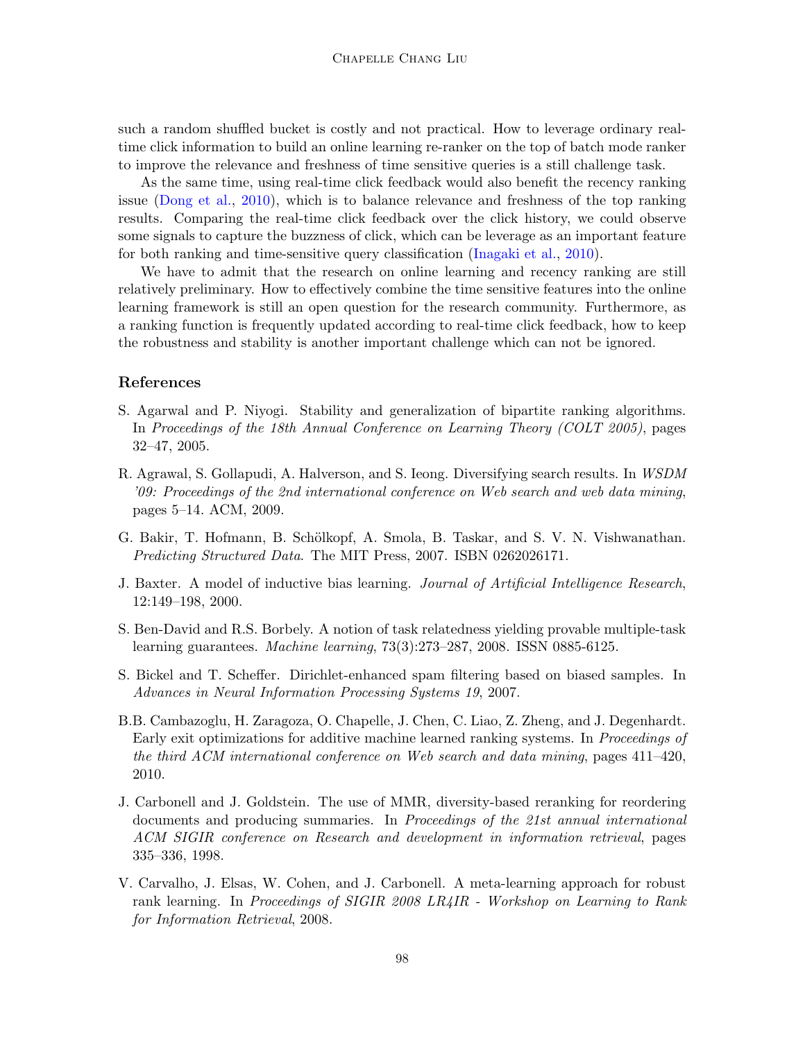such a random shuffled bucket is costly and not practical. How to leverage ordinary real-time click information to build an online learning re-ranker on the top of batch mode ranker to improve the relevance and freshness of time sensitive queries is a still challenge task.

As the same time, using real-time click feedback would also benefit the recency ranking issue (Dong et al., 2010), which is to balance relevance and freshness of the top ranking results. Comparing the real-time click feedback over the click history, we could observe some signals to capture the buzzness of click, which can be leverage as an important feature for both ranking and time-sensitive query classification (Inagaki et al., 2010).

We have to admit that the research on online learning and recency ranking are still relatively preliminary. How to effectively combine the time sensitive features into the online learning framework is still an open question for the research community. Furthermore, as a ranking function is frequently updated according to real-time click feedback, how to keep the robustness and stability is another important challenge which can not be ignored.

## References

S. Agarwal and P. Niyogi. Stability and generalization of bipartite ranking algorithms. In *Proceedings of the 18th Annual Conference on Learning Theory (COLT 2005)*, pages 32–47, 2005.

R. Agrawal, S. Gollapudi, A. Halverson, and S. Ieong. Diversifying search results. In *WSDM '09: Proceedings of the 2nd international conference on Web search and web data mining*, pages 5–14. ACM, 2009.

G. Bakir, T. Hofmann, B. Schölkopf, A. Smola, B. Taskar, and S. V. N. Vishwanathan. *Predicting Structured Data*. The MIT Press, 2007. ISBN 0262026171.

J. Baxter. A model of inductive bias learning. *Journal of Artificial Intelligence Research*, 12:149–198, 2000.

S. Ben-David and R.S. Borbely. A notion of task relatedness yielding provable multiple-task learning guarantees. *Machine learning*, 73(3):273–287, 2008. ISSN 0885-6125.

S. Bickel and T. Scheffer. Dirichlet-enhanced spam filtering based on biased samples. In *Advances in Neural Information Processing Systems 19*, 2007.

B.B. Cambazoglu, H. Zaragoza, O. Chapelle, J. Chen, C. Liao, Z. Zheng, and J. Degenhardt. Early exit optimizations for additive machine learned ranking systems. In *Proceedings of the third ACM international conference on Web search and data mining*, pages 411–420, 2010.

J. Carbonell and J. Goldstein. The use of MMR, diversity-based reranking for reordering documents and producing summaries. In *Proceedings of the 21st annual international ACM SIGIR conference on Research and development in information retrieval*, pages 335–336, 1998.

V. Carvalho, J. Elsas, W. Cohen, and J. Carbonell. A meta-learning approach for robust rank learning. In *Proceedings of SIGIR 2008 LR4IR - Workshop on Learning to Rank for Information Retrieval*, 2008.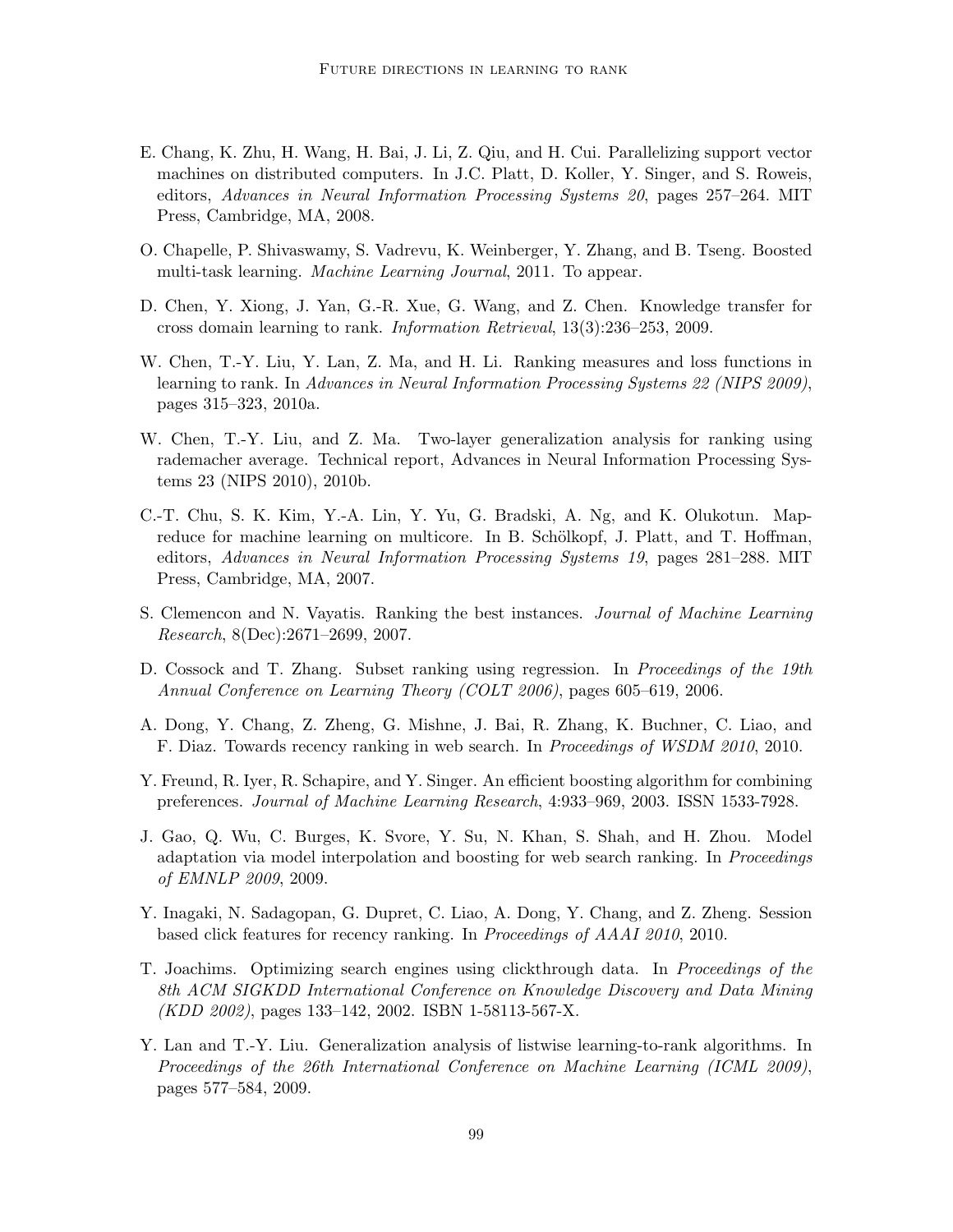E. Chang, K. Zhu, H. Wang, H. Bai, J. Li, Z. Qiu, and H. Cui. Parallelizing support vector machines on distributed computers. In J.C. Platt, D. Koller, Y. Singer, and S. Roweis, editors, *Advances in Neural Information Processing Systems 20*, pages 257–264. MIT Press, Cambridge, MA, 2008.

O. Chapelle, P. Shivaswamy, S. Vadrevu, K. Weinberger, Y. Zhang, and B. Tseng. Boosted multi-task learning. *Machine Learning Journal*, 2011. To appear.

D. Chen, Y. Xiong, J. Yan, G.-R. Xue, G. Wang, and Z. Chen. Knowledge transfer for cross domain learning to rank. *Information Retrieval*, 13(3):236–253, 2009.

W. Chen, T.-Y. Liu, Y. Lan, Z. Ma, and H. Li. Ranking measures and loss functions in learning to rank. In *Advances in Neural Information Processing Systems 22 (NIPS 2009)*, pages 315–323, 2010a.

W. Chen, T.-Y. Liu, and Z. Ma. Two-layer generalization analysis for ranking using rademacher average. Technical report, Advances in Neural Information Processing Systems 23 (NIPS 2010), 2010b.

C.-T. Chu, S. K. Kim, Y.-A. Lin, Y. Yu, G. Bradski, A. Ng, and K. Olukotun. Map-reduce for machine learning on multicore. In B. Schölkopf, J. Platt, and T. Hoffman, editors, *Advances in Neural Information Processing Systems 19*, pages 281–288. MIT Press, Cambridge, MA, 2007.

S. Clemencon and N. Vayatis. Ranking the best instances. *Journal of Machine Learning Research*, 8(Dec):2671–2699, 2007.

D. Cossock and T. Zhang. Subset ranking using regression. In *Proceedings of the 19th Annual Conference on Learning Theory (COLT 2006)*, pages 605–619, 2006.

A. Dong, Y. Chang, Z. Zheng, G. Mishne, J. Bai, R. Zhang, K. Buchner, C. Liao, and F. Diaz. Towards recency ranking in web search. In *Proceedings of WSDM 2010*, 2010.

Y. Freund, R. Iyer, R. Schapire, and Y. Singer. An efficient boosting algorithm for combining preferences. *Journal of Machine Learning Research*, 4:933–969, 2003. ISSN 1533-7928.

J. Gao, Q. Wu, C. Burges, K. Svore, Y. Su, N. Khan, S. Shah, and H. Zhou. Model adaptation via model interpolation and boosting for web search ranking. In *Proceedings of EMNLP 2009*, 2009.

Y. Inagaki, N. Sadagopan, G. Dupret, C. Liao, A. Dong, Y. Chang, and Z. Zheng. Session based click features for recency ranking. In *Proceedings of AAAI 2010*, 2010.

T. Joachims. Optimizing search engines using clickthrough data. In *Proceedings of the 8th ACM SIGKDD International Conference on Knowledge Discovery and Data Mining (KDD 2002)*, pages 133–142, 2002. ISBN 1-58113-567-X.

Y. Lan and T.-Y. Liu. Generalization analysis of listwise learning-to-rank algorithms. In *Proceedings of the 26th International Conference on Machine Learning (ICML 2009)*, pages 577–584, 2009.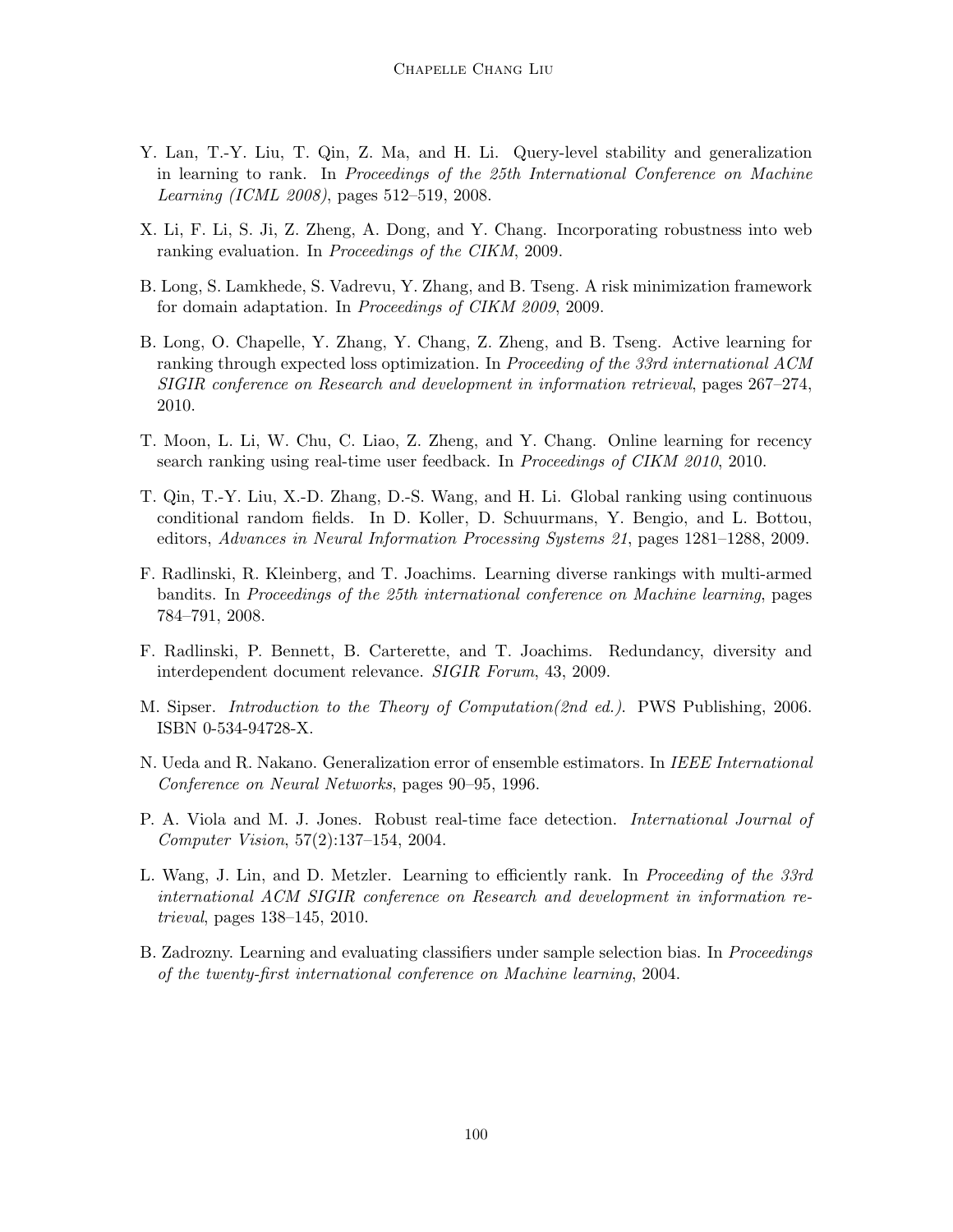Y. Lan, T.-Y. Liu, T. Qin, Z. Ma, and H. Li. Query-level stability and generalization in learning to rank. In *Proceedings of the 25th International Conference on Machine Learning (ICML 2008)*, pages 512–519, 2008.

X. Li, F. Li, S. Ji, Z. Zheng, A. Dong, and Y. Chang. Incorporating robustness into web ranking evaluation. In *Proceedings of the CIKM*, 2009.

B. Long, S. Lamkhede, S. Vadrevu, Y. Zhang, and B. Tseng. A risk minimization framework for domain adaptation. In *Proceedings of CIKM 2009*, 2009.

B. Long, O. Chapelle, Y. Zhang, Y. Chang, Z. Zheng, and B. Tseng. Active learning for ranking through expected loss optimization. In *Proceeding of the 33rd international ACM SIGIR conference on Research and development in information retrieval*, pages 267–274, 2010.

T. Moon, L. Li, W. Chu, C. Liao, Z. Zheng, and Y. Chang. Online learning for recency search ranking using real-time user feedback. In *Proceedings of CIKM 2010*, 2010.

T. Qin, T.-Y. Liu, X.-D. Zhang, D.-S. Wang, and H. Li. Global ranking using continuous conditional random fields. In D. Koller, D. Schuurmans, Y. Bengio, and L. Bottou, editors, *Advances in Neural Information Processing Systems 21*, pages 1281–1288, 2009.

F. Radlinski, R. Kleinberg, and T. Joachims. Learning diverse rankings with multi-armed bandits. In *Proceedings of the 25th international conference on Machine learning*, pages 784–791, 2008.

F. Radlinski, P. Bennett, B. Carterette, and T. Joachims. Redundancy, diversity and interdependent document relevance. *SIGIR Forum*, 43, 2009.

M. Sipser. *Introduction to the Theory of Computation(2nd ed.)*. PWS Publishing, 2006. ISBN 0-534-94728-X.

N. Ueda and R. Nakano. Generalization error of ensemble estimators. In *IEEE International Conference on Neural Networks*, pages 90–95, 1996.

P. A. Viola and M. J. Jones. Robust real-time face detection. *International Journal of Computer Vision*, 57(2):137–154, 2004.

L. Wang, J. Lin, and D. Metzler. Learning to efficiently rank. In *Proceeding of the 33rd international ACM SIGIR conference on Research and development in information retrieval*, pages 138–145, 2010.

B. Zadrozny. Learning and evaluating classifiers under sample selection bias. In *Proceedings of the twenty-first international conference on Machine learning*, 2004.